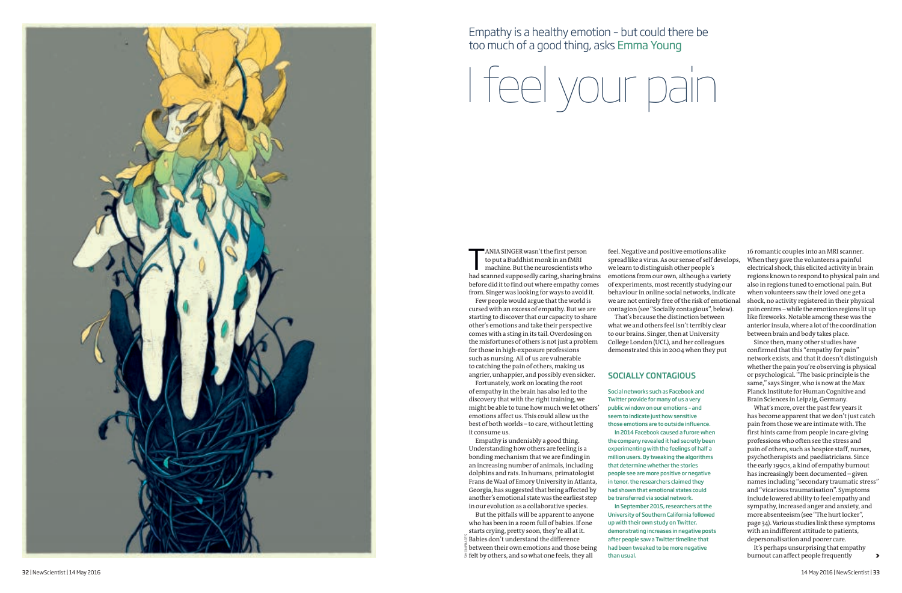Empathy is a healthy emotion – but could there be too much of a good thing, asks Emma Young

# I feel your pain

TANIA SINGER wasn't the first person to put a Buddhist monk in an fMRI machine. But the neuroscientists who had scanned supposedly caring, sharing brains before did it to find out where empathy comes from. Singer was looking for ways to avoid it.

Few people would argue that the world is cursed with an excess of empathy. But we are starting to discover that our capacity to share other's emotions and take their perspective comes with a sting in its tail. Overdosing on the misfortunes of others is not just a problem for those in high-exposure professions such as nursing. All of us are vulnerable to catching the pain of others, making us angrier, unhappier, and possibly even sicker.

Fortunately, work on locating the root of empathy in the brain has also led to the discovery that with the right training, we might be able to tune how much we let others' emotions affect us. This could allow us the best of both worlds – to care, without letting it consume us.

Empathy is undeniably a good thing. Understanding how others are feeling is a bonding mechanism that we are finding in an increasing number of animals, including dolphins and rats. In humans, primatologist Frans de Waal of Emory University in Atlanta, Georgia, has suggested that being affected by another's emotional state was the earliest step in our evolution as a collaborative species.

But the pitfalls will be apparent to anyone who has been in a room full of babies. If one starts crying, pretty soon, they're all at it. Babies don't understand the difference between their own emotions and those being felt by others, and so what one feels, they all feel. Negative and positive emotions alike spread like a virus. As our sense of self develops, we learn to distinguish other people's emotions from our own, although a variety of experiments, most recently studying our behaviour in online social networks, indicate we are not entirely free of the risk of emotional contagion (see "Socially contagious", below).

That's because the distinction between what we and others feel isn't terribly clear to our brains. Singer, then at University College London (UCL), and her colleagues demonstrated this in 2004 when they put 16 romantic couples into an MRI scanner. When they gave the volunteers a painful electrical shock, this elicited activity in brain regions known to respond to physical pain and also in regions tuned to emotional pain. But when volunteers saw their loved one get a shock, no activity registered in their physical pain centres – while the emotion regions lit up like fireworks. Notable among these was the anterior insula, where a lot of the coordination between brain and body takes place.

Since then, many other studies have confirmed that this "empathy for pain" network exists, and that it doesn't distinguish whether the pain you're observing is physical or psychological. "The basic principle is the same," says Singer, who is now at the Max Planck Institute for Human Cognitive and Brain Sciences in Leipzig, Germany.

What's more, over the past few years it has become apparent that we don't just catch pain from those we are intimate with. The first hints came from people in care-giving professions who often see the stress and pain of others, such as hospice staff, nurses, psychotherapists and paediatricians. Since the early 1990s, a kind of empathy burnout has increasingly been documented – given names including "secondary traumatic stress" and "vicarious traumatisation". Symptoms include lowered ability to feel empathy and sympathy, increased anger and anxiety, and more absenteeism (see "The hurt locker", page 34). Various studies link these symptoms with an indifferent attitude to patients, depersonalisation and poorer care.

It's perhaps unsurprising that empathy burnout can affect people frequently

## SOCIALLY CONTAGIOUS

Social networks such as Facebook and Twitter provide for many of us a very public window on our emotions – and seem to indicate just how sensitive those emotions are to outside influence.

In 2014 Facebook caused a furore when the company revealed it had secretly been experimenting with the feelings of half a million users. By tweaking the algorithms that determine whether the stories people see are more positive or negative in tenor, the researchers claimed they had shown that emotional states could be transferred via social network.

In September 2015, researchers at the University of Southern California followed up with their own study on Twitter, demonstrating increases in negative posts after people saw a Twitter timeline that had been tweaked to be more negative than usual.